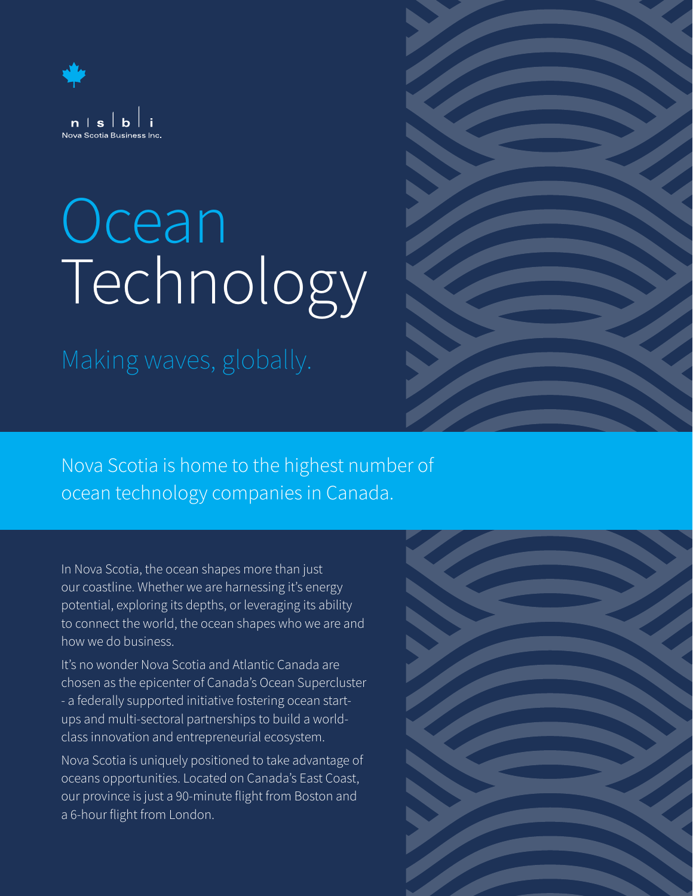n | s | b | i
Nova Scotia Business Inc.

# Ocean Technology

## Making waves, globally.

Nova Scotia is home to the highest number of ocean technology companies in Canada.

In Nova Scotia, the ocean shapes more than just our coastline. Whether we are harnessing it's energy potential, exploring its depths, or leveraging its ability to connect the world, the ocean shapes who we are and how we do business.

It's no wonder Nova Scotia and Atlantic Canada are chosen as the epicenter of Canada's Ocean Supercluster - a federally supported initiative fostering ocean start-ups and multi-sectoral partnerships to build a world-class innovation and entrepreneurial ecosystem.

Nova Scotia is uniquely positioned to take advantage of oceans opportunities. Located on Canada's East Coast, our province is just a 90-minute flight from Boston and a 6-hour flight from London.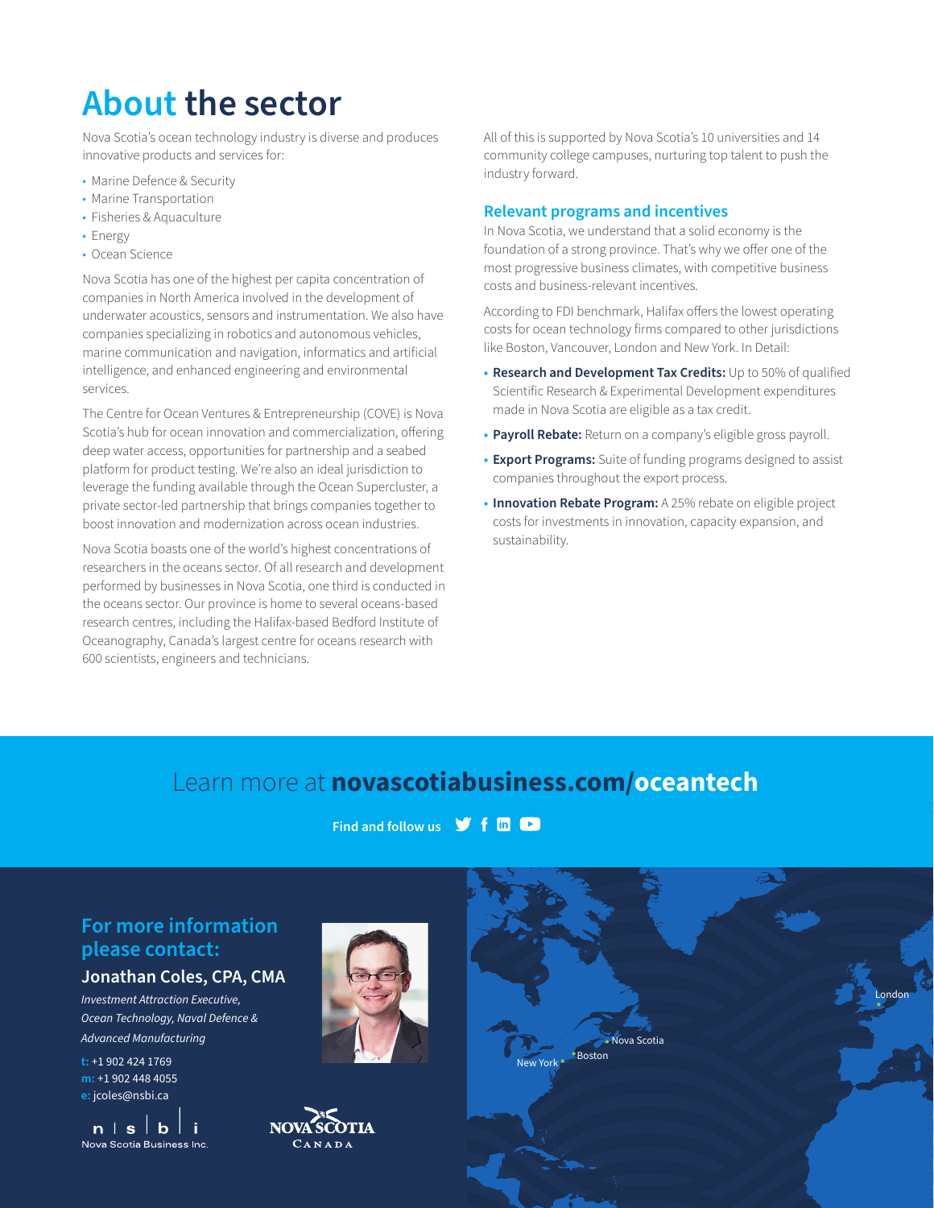# About the sector

Nova Scotia's ocean technology industry is diverse and produces innovative products and services for:

- Marine Defence & Security
- Marine Transportation
- Fisheries & Aquaculture
- Energy
- Ocean Science

Nova Scotia has one of the highest per capita concentration of companies in North America involved in the development of underwater acoustics, sensors and instrumentation. We also have companies specializing in robotics and autonomous vehicles, marine communication and navigation, informatics and artificial intelligence, and enhanced engineering and environmental services.

The Centre for Ocean Ventures & Entrepreneurship (COVE) is Nova Scotia's hub for ocean innovation and commercialization, offering deep water access, opportunities for partnership and a seabed platform for product testing. We're also an ideal jurisdiction to leverage the funding available through the Ocean Supercluster, a private sector-led partnership that brings companies together to boost innovation and modernization across ocean industries.

Nova Scotia boasts one of the world's highest concentrations of researchers in the oceans sector. Of all research and development performed by businesses in Nova Scotia, one third is conducted in the oceans sector. Our province is home to several oceans-based research centres, including the Halifax-based Bedford Institute of Oceanography, Canada's largest centre for oceans research with 600 scientists, engineers and technicians.

All of this is supported by Nova Scotia's 10 universities and 14 community college campuses, nurturing top talent to push the industry forward.

## Relevant programs and incentives

In Nova Scotia, we understand that a solid economy is the foundation of a strong province. That's why we offer one of the most progressive business climates, with competitive business costs and business-relevant incentives.

According to FDI benchmark, Halifax offers the lowest operating costs for ocean technology firms compared to other jurisdictions like Boston, Vancouver, London and New York. In Detail:

- **Research and Development Tax Credits:** Up to 50% of qualified Scientific Research & Experimental Development expenditures made in Nova Scotia are eligible as a tax credit.
- **Payroll Rebate:** Return on a company's eligible gross payroll.
- **Export Programs:** Suite of funding programs designed to assist companies throughout the export process.
- **Innovation Rebate Program:** A 25% rebate on eligible project costs for investments in innovation, capacity expansion, and sustainability.

Learn more at **novascotiabusiness.com/oceantech**

**Find and follow us**

## For more information please contact:

**Jonathan Coles, CPA, CMA**

*Investment Attraction Executive, Ocean Technology, Naval Defence & Advanced Manufacturing*

**t:** +1 902 424 1769
**m:** +1 902 448 4055
**e:** jcoles@nsbi.ca

n | s | b | i
Nova Scotia Business Inc.

NOVA SCOTIA
CANADA

London
Nova Scotia
Boston
New York